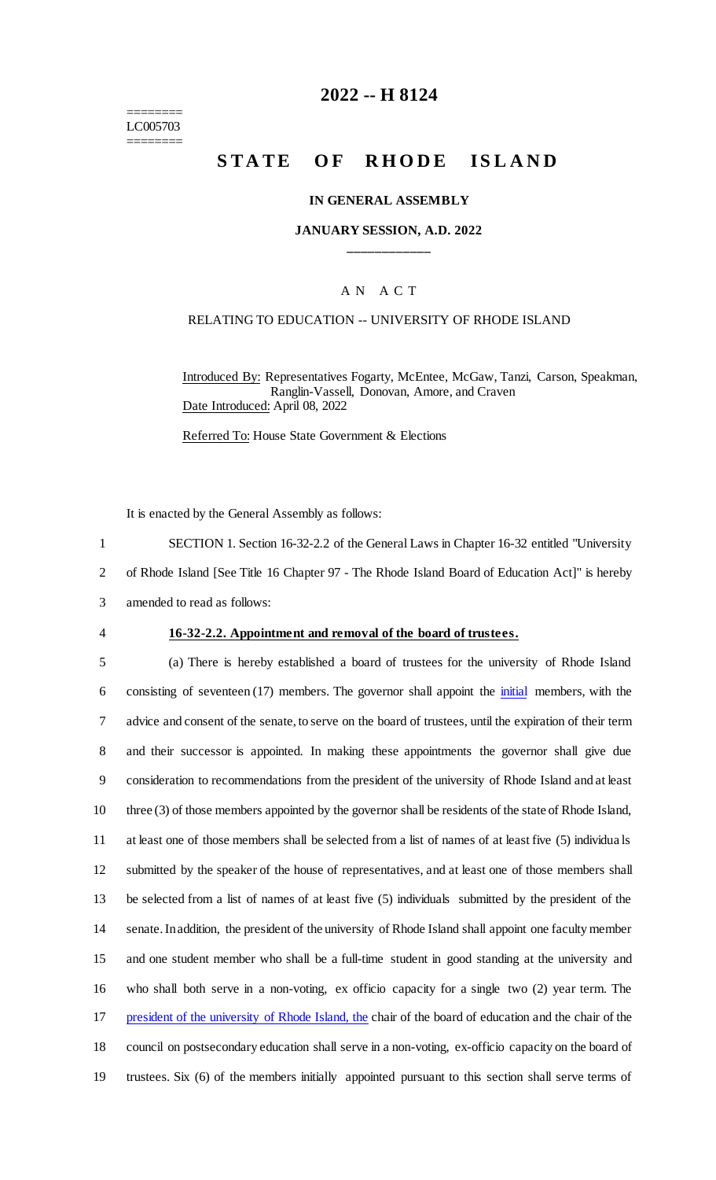========
LC005703
========

# 2022 -- H 8124

# STATE OF RHODE ISLAND

## IN GENERAL ASSEMBLY

### JANUARY SESSION, A.D. 2022

____________

A N A C T

RELATING TO EDUCATION -- UNIVERSITY OF RHODE ISLAND

Introduced By: Representatives Fogarty, McEntee, McGaw, Tanzi, Carson, Speakman, Ranglin-Vassell, Donovan, Amore, and Craven

Date Introduced: April 08, 2022

Referred To: House State Government & Elections

It is enacted by the General Assembly as follows:

1 SECTION 1. Section 16-32-2.2 of the General Laws in Chapter 16-32 entitled "University
2 of Rhode Island [See Title 16 Chapter 97 - The Rhode Island Board of Education Act]" is hereby
3 amended to read as follows:

4 **16-32-2.2. Appointment and removal of the board of trustees.**

5 (a) There is hereby established a board of trustees for the university of Rhode Island
6 consisting of seventeen (17) members. The governor shall appoint the initial members, with the
7 advice and consent of the senate, to serve on the board of trustees, until the expiration of their term
8 and their successor is appointed. In making these appointments the governor shall give due
9 consideration to recommendations from the president of the university of Rhode Island and at least
10 three (3) of those members appointed by the governor shall be residents of the state of Rhode Island,
11 at least one of those members shall be selected from a list of names of at least five (5) individuals
12 submitted by the speaker of the house of representatives, and at least one of those members shall
13 be selected from a list of names of at least five (5) individuals submitted by the president of the
14 senate. In addition, the president of the university of Rhode Island shall appoint one faculty member
15 and one student member who shall be a full-time student in good standing at the university and
16 who shall both serve in a non-voting, ex officio capacity for a single two (2) year term. The
17 president of the university of Rhode Island, the chair of the board of education and the chair of the
18 council on postsecondary education shall serve in a non-voting, ex-officio capacity on the board of
19 trustees. Six (6) of the members initially appointed pursuant to this section shall serve terms of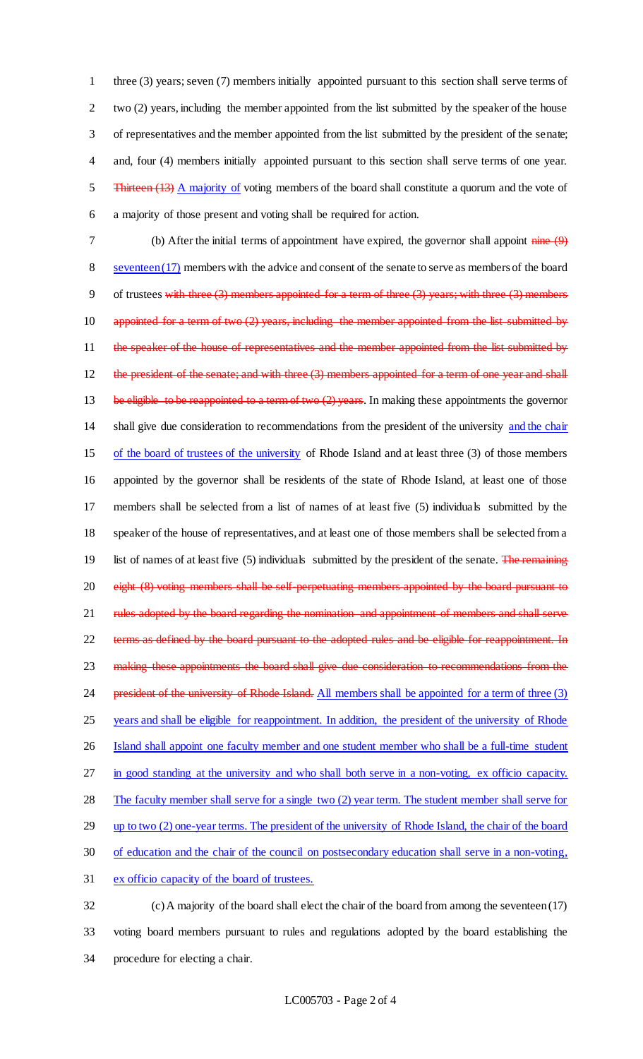three (3) years; seven (7) members initially appointed pursuant to this section shall serve terms of two (2) years, including the member appointed from the list submitted by the speaker of the house of representatives and the member appointed from the list submitted by the president of the senate; and, four (4) members initially appointed pursuant to this section shall serve terms of one year. ~~Thirteen (13)~~ A majority of voting members of the board shall constitute a quorum and the vote of a majority of those present and voting shall be required for action.

(b) After the initial terms of appointment have expired, the governor shall appoint ~~nine (9)~~ seventeen (17) members with the advice and consent of the senate to serve as members of the board of trustees ~~with three (3) members appointed for a term of three (3) years; with three (3) members appointed for a term of two (2) years, including the member appointed from the list submitted by the speaker of the house of representatives and the member appointed from the list submitted by the president of the senate; and with three (3) members appointed for a term of one year and shall be eligible to be reappointed to a term of two (2) years~~. In making these appointments the governor shall give due consideration to recommendations from the president of the university and the chair of the board of trustees of the university of Rhode Island and at least three (3) of those members appointed by the governor shall be residents of the state of Rhode Island, at least one of those members shall be selected from a list of names of at least five (5) individuals submitted by the speaker of the house of representatives, and at least one of those members shall be selected from a list of names of at least five (5) individuals submitted by the president of the senate. ~~The remaining eight (8) voting members shall be self-perpetuating members appointed by the board pursuant to rules adopted by the board regarding the nomination and appointment of members and shall serve terms as defined by the board pursuant to the adopted rules and be eligible for reappointment. In making these appointments the board shall give due consideration to recommendations from the president of the university of Rhode Island.~~ All members shall be appointed for a term of three (3) years and shall be eligible for reappointment. In addition, the president of the university of Rhode Island shall appoint one faculty member and one student member who shall be a full-time student in good standing at the university and who shall both serve in a non-voting, ex officio capacity. The faculty member shall serve for a single two (2) year term. The student member shall serve for up to two (2) one-year terms. The president of the university of Rhode Island, the chair of the board of education and the chair of the council on postsecondary education shall serve in a non-voting, ex officio capacity of the board of trustees.

(c) A majority of the board shall elect the chair of the board from among the seventeen (17) voting board members pursuant to rules and regulations adopted by the board establishing the procedure for electing a chair.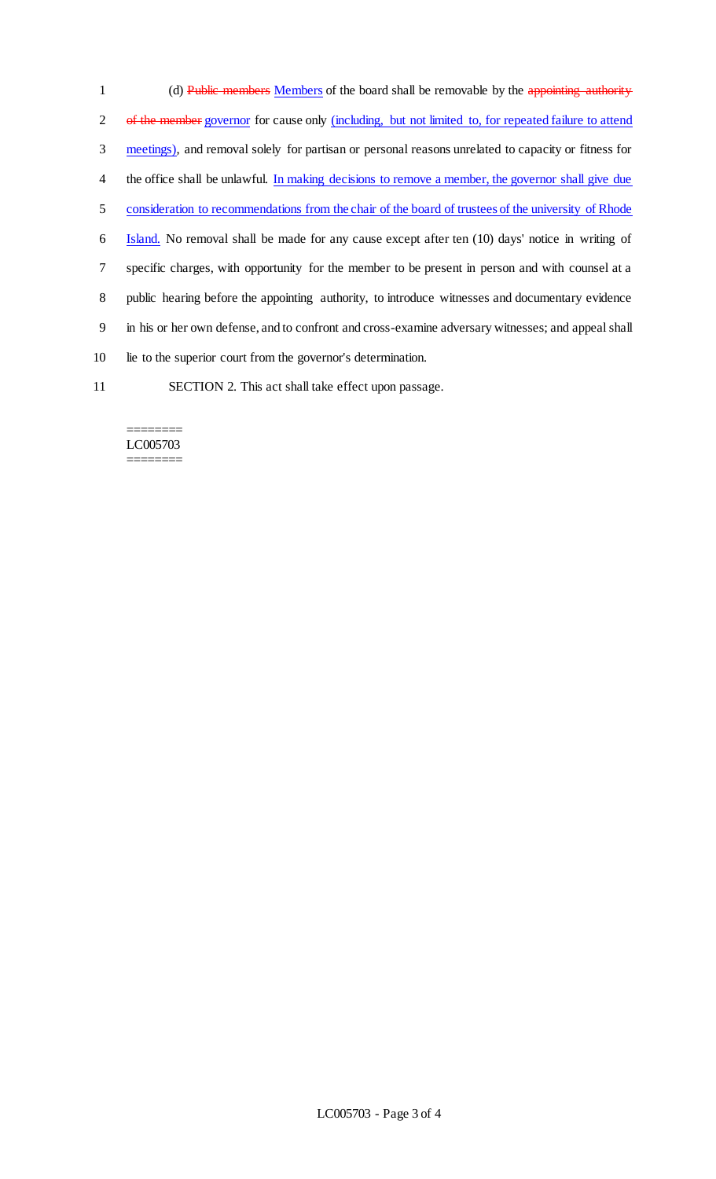(d) ~~Public members~~ Members of the board shall be removable by the ~~appointing authority of the member~~ governor for cause only (including, but not limited to, for repeated failure to attend meetings), and removal solely for partisan or personal reasons unrelated to capacity or fitness for the office shall be unlawful. In making decisions to remove a member, the governor shall give due consideration to recommendations from the chair of the board of trustees of the university of Rhode Island. No removal shall be made for any cause except after ten (10) days' notice in writing of specific charges, with opportunity for the member to be present in person and with counsel at a public hearing before the appointing authority, to introduce witnesses and documentary evidence in his or her own defense, and to confront and cross-examine adversary witnesses; and appeal shall lie to the superior court from the governor's determination.

SECTION 2. This act shall take effect upon passage.

========
LC005703
========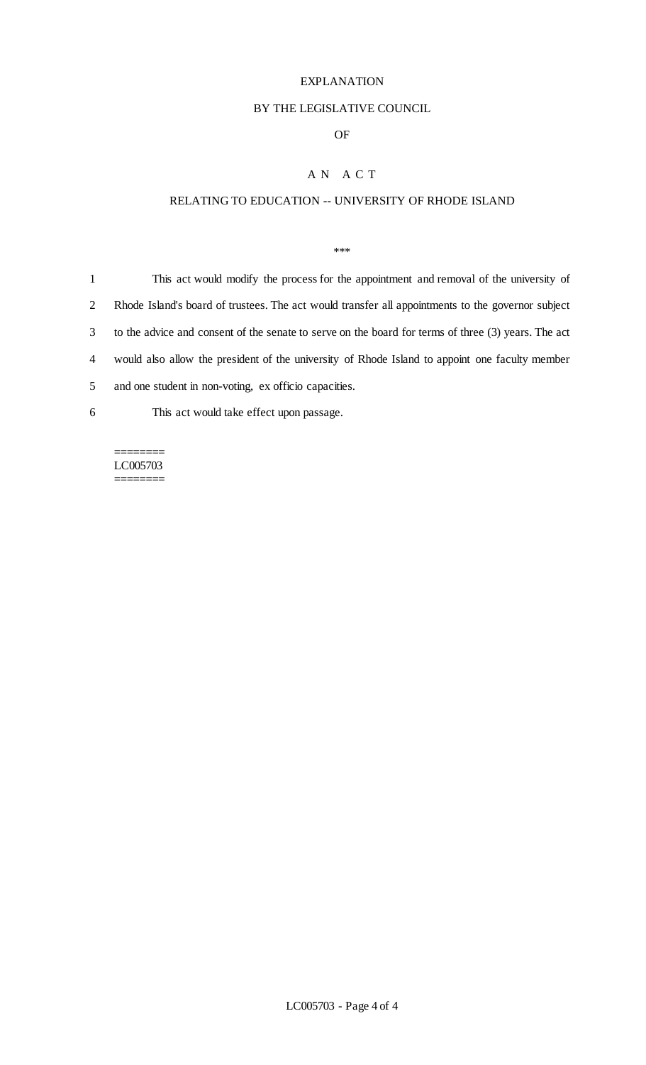EXPLANATION

BY THE LEGISLATIVE COUNCIL

OF

A N A C T

RELATING TO EDUCATION -- UNIVERSITY OF RHODE ISLAND

\*\*\*

This act would modify the process for the appointment and removal of the university of Rhode Island's board of trustees. The act would transfer all appointments to the governor subject to the advice and consent of the senate to serve on the board for terms of three (3) years. The act would also allow the president of the university of Rhode Island to appoint one faculty member and one student in non-voting, ex officio capacities.

This act would take effect upon passage.

========
LC005703
========